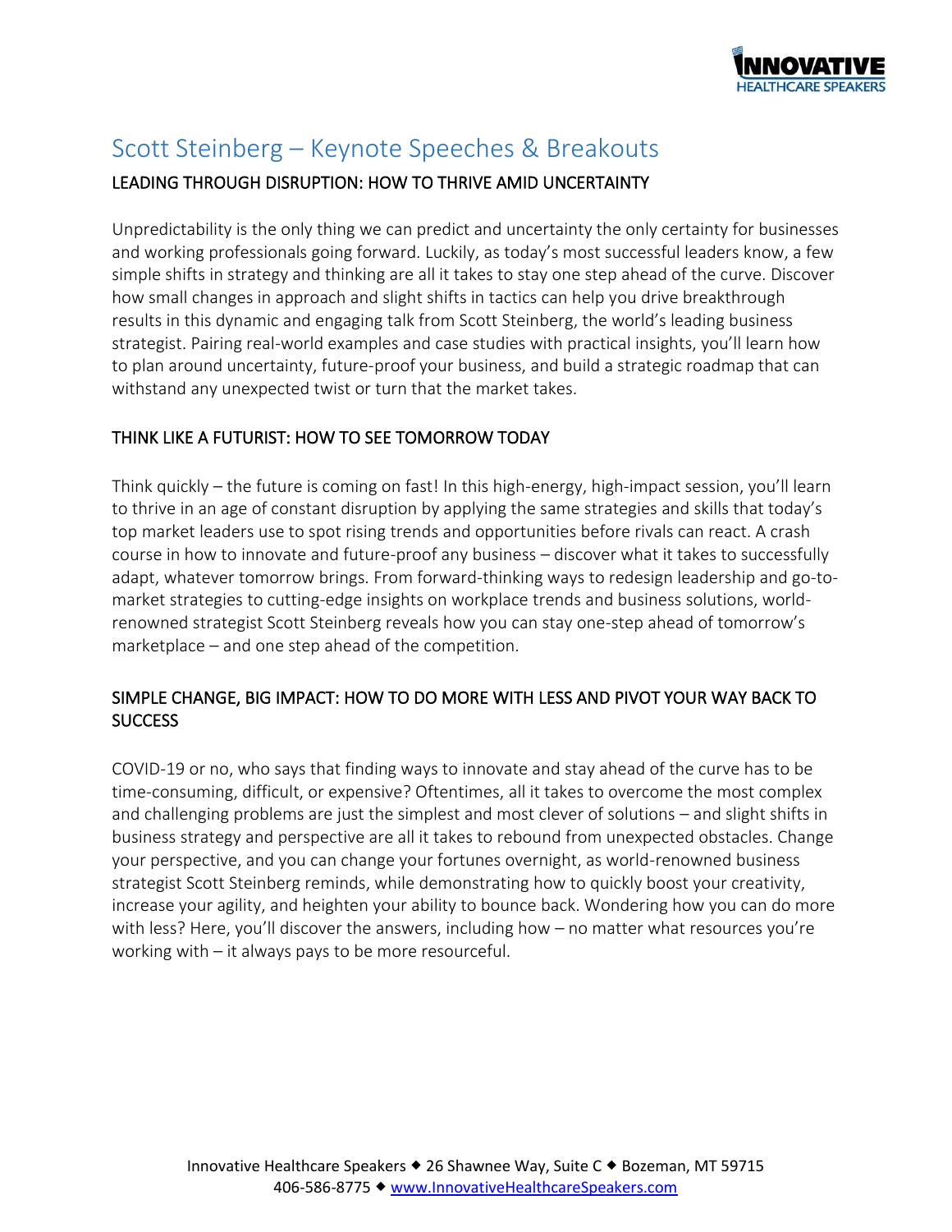# Scott Steinberg – Keynote Speeches & Breakouts

## LEADING THROUGH DISRUPTION: HOW TO THRIVE AMID UNCERTAINTY

Unpredictability is the only thing we can predict and uncertainty the only certainty for businesses and working professionals going forward. Luckily, as today's most successful leaders know, a few simple shifts in strategy and thinking are all it takes to stay one step ahead of the curve. Discover how small changes in approach and slight shifts in tactics can help you drive breakthrough results in this dynamic and engaging talk from Scott Steinberg, the world's leading business strategist. Pairing real-world examples and case studies with practical insights, you'll learn how to plan around uncertainty, future-proof your business, and build a strategic roadmap that can withstand any unexpected twist or turn that the market takes.

## THINK LIKE A FUTURIST: HOW TO SEE TOMORROW TODAY

Think quickly – the future is coming on fast! In this high-energy, high-impact session, you'll learn to thrive in an age of constant disruption by applying the same strategies and skills that today's top market leaders use to spot rising trends and opportunities before rivals can react. A crash course in how to innovate and future-proof any business – discover what it takes to successfully adapt, whatever tomorrow brings. From forward-thinking ways to redesign leadership and go-to-market strategies to cutting-edge insights on workplace trends and business solutions, world-renowned strategist Scott Steinberg reveals how you can stay one-step ahead of tomorrow's marketplace – and one step ahead of the competition.

## SIMPLE CHANGE, BIG IMPACT: HOW TO DO MORE WITH LESS AND PIVOT YOUR WAY BACK TO SUCCESS

COVID-19 or no, who says that finding ways to innovate and stay ahead of the curve has to be time-consuming, difficult, or expensive? Oftentimes, all it takes to overcome the most complex and challenging problems are just the simplest and most clever of solutions – and slight shifts in business strategy and perspective are all it takes to rebound from unexpected obstacles. Change your perspective, and you can change your fortunes overnight, as world-renowned business strategist Scott Steinberg reminds, while demonstrating how to quickly boost your creativity, increase your agility, and heighten your ability to bounce back. Wondering how you can do more with less? Here, you'll discover the answers, including how – no matter what resources you're working with – it always pays to be more resourceful.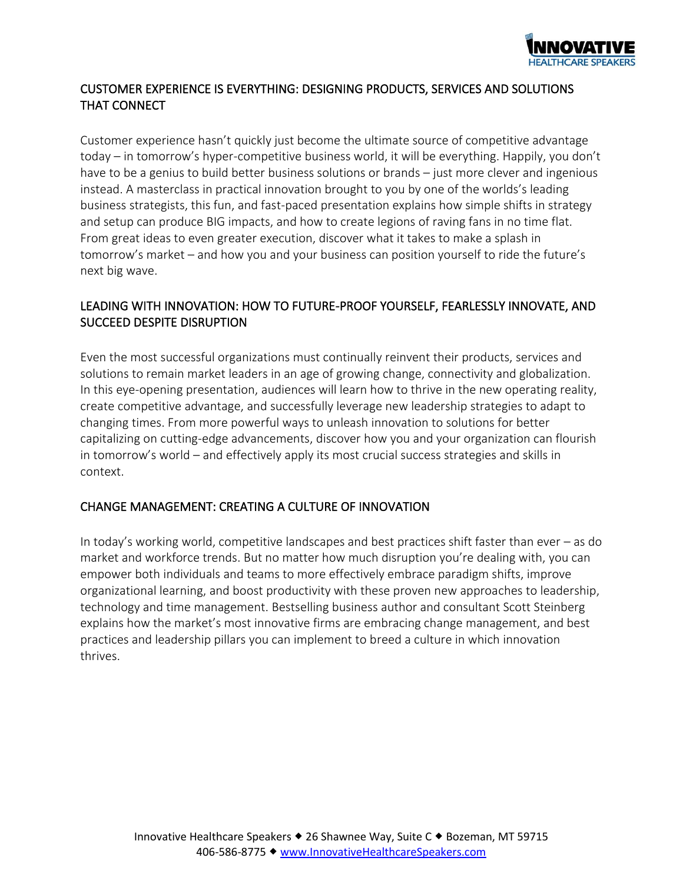## CUSTOMER EXPERIENCE IS EVERYTHING: DESIGNING PRODUCTS, SERVICES AND SOLUTIONS THAT CONNECT

Customer experience hasn't quickly just become the ultimate source of competitive advantage today – in tomorrow's hyper-competitive business world, it will be everything. Happily, you don't have to be a genius to build better business solutions or brands – just more clever and ingenious instead. A masterclass in practical innovation brought to you by one of the worlds's leading business strategists, this fun, and fast-paced presentation explains how simple shifts in strategy and setup can produce BIG impacts, and how to create legions of raving fans in no time flat. From great ideas to even greater execution, discover what it takes to make a splash in tomorrow's market – and how you and your business can position yourself to ride the future's next big wave.

## LEADING WITH INNOVATION: HOW TO FUTURE-PROOF YOURSELF, FEARLESSLY INNOVATE, AND SUCCEED DESPITE DISRUPTION

Even the most successful organizations must continually reinvent their products, services and solutions to remain market leaders in an age of growing change, connectivity and globalization. In this eye-opening presentation, audiences will learn how to thrive in the new operating reality, create competitive advantage, and successfully leverage new leadership strategies to adapt to changing times. From more powerful ways to unleash innovation to solutions for better capitalizing on cutting-edge advancements, discover how you and your organization can flourish in tomorrow's world – and effectively apply its most crucial success strategies and skills in context.

## CHANGE MANAGEMENT: CREATING A CULTURE OF INNOVATION

In today's working world, competitive landscapes and best practices shift faster than ever – as do market and workforce trends. But no matter how much disruption you're dealing with, you can empower both individuals and teams to more effectively embrace paradigm shifts, improve organizational learning, and boost productivity with these proven new approaches to leadership, technology and time management. Bestselling business author and consultant Scott Steinberg explains how the market's most innovative firms are embracing change management, and best practices and leadership pillars you can implement to breed a culture in which innovation thrives.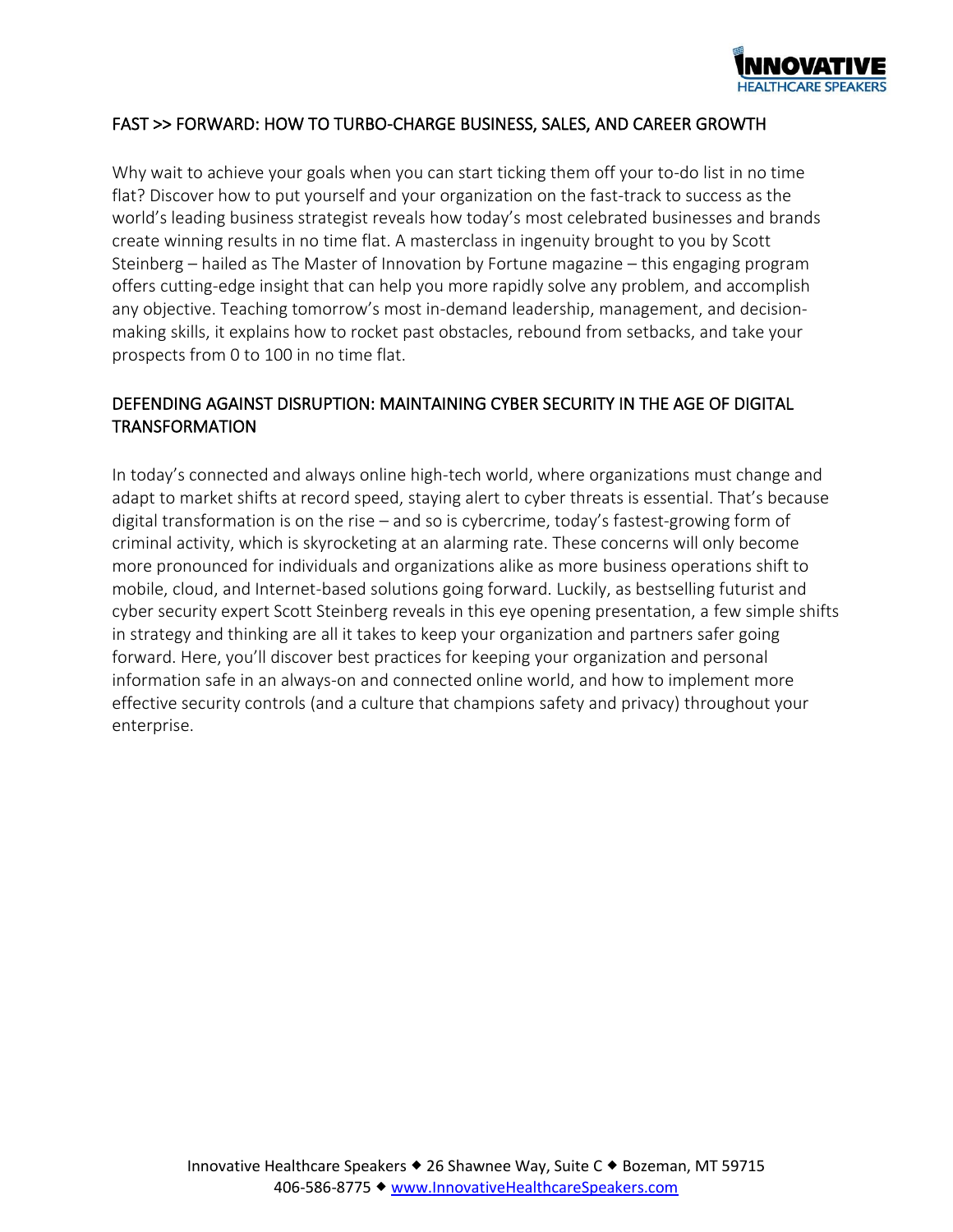## FAST >> FORWARD: HOW TO TURBO-CHARGE BUSINESS, SALES, AND CAREER GROWTH

Why wait to achieve your goals when you can start ticking them off your to-do list in no time flat? Discover how to put yourself and your organization on the fast-track to success as the world's leading business strategist reveals how today's most celebrated businesses and brands create winning results in no time flat. A masterclass in ingenuity brought to you by Scott Steinberg – hailed as The Master of Innovation by Fortune magazine – this engaging program offers cutting-edge insight that can help you more rapidly solve any problem, and accomplish any objective. Teaching tomorrow's most in-demand leadership, management, and decision-making skills, it explains how to rocket past obstacles, rebound from setbacks, and take your prospects from 0 to 100 in no time flat.

## DEFENDING AGAINST DISRUPTION: MAINTAINING CYBER SECURITY IN THE AGE OF DIGITAL TRANSFORMATION

In today's connected and always online high-tech world, where organizations must change and adapt to market shifts at record speed, staying alert to cyber threats is essential. That's because digital transformation is on the rise – and so is cybercrime, today's fastest-growing form of criminal activity, which is skyrocketing at an alarming rate. These concerns will only become more pronounced for individuals and organizations alike as more business operations shift to mobile, cloud, and Internet-based solutions going forward. Luckily, as bestselling futurist and cyber security expert Scott Steinberg reveals in this eye opening presentation, a few simple shifts in strategy and thinking are all it takes to keep your organization and partners safer going forward. Here, you'll discover best practices for keeping your organization and personal information safe in an always-on and connected online world, and how to implement more effective security controls (and a culture that champions safety and privacy) throughout your enterprise.